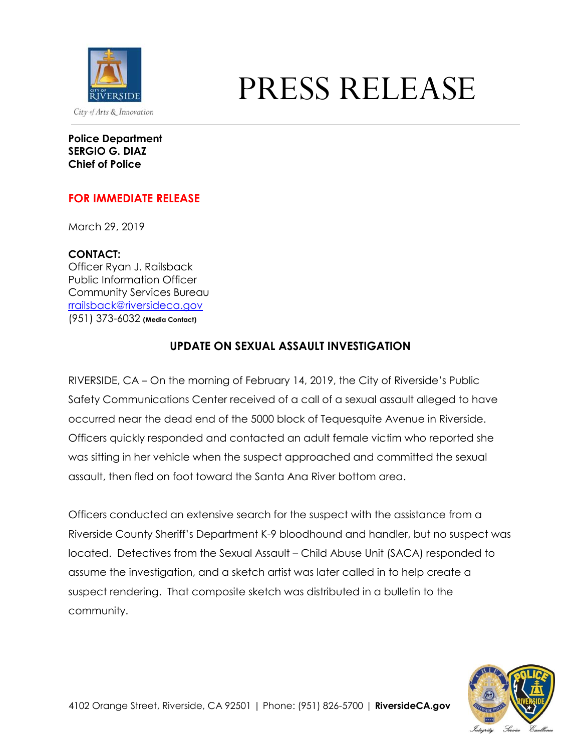City of Arts & Innovation

# PRESS RELEASE

**Police Department**
**SERGIO G. DIAZ**
**Chief of Police**

**FOR IMMEDIATE RELEASE**

March 29, 2019

**CONTACT:**
Officer Ryan J. Railsback
Public Information Officer
Community Services Bureau
rrailsback@riversideca.gov
(951) 373-6032 **(Media Contact)**

## UPDATE ON SEXUAL ASSAULT INVESTIGATION

RIVERSIDE, CA – On the morning of February 14, 2019, the City of Riverside's Public Safety Communications Center received of a call of a sexual assault alleged to have occurred near the dead end of the 5000 block of Tequesquite Avenue in Riverside. Officers quickly responded and contacted an adult female victim who reported she was sitting in her vehicle when the suspect approached and committed the sexual assault, then fled on foot toward the Santa Ana River bottom area.

Officers conducted an extensive search for the suspect with the assistance from a Riverside County Sheriff's Department K-9 bloodhound and handler, but no suspect was located. Detectives from the Sexual Assault – Child Abuse Unit (SACA) responded to assume the investigation, and a sketch artist was later called in to help create a suspect rendering. That composite sketch was distributed in a bulletin to the community.

4102 Orange Street, Riverside, CA 92501 | Phone: (951) 826-5700 | **RiversideCA.gov**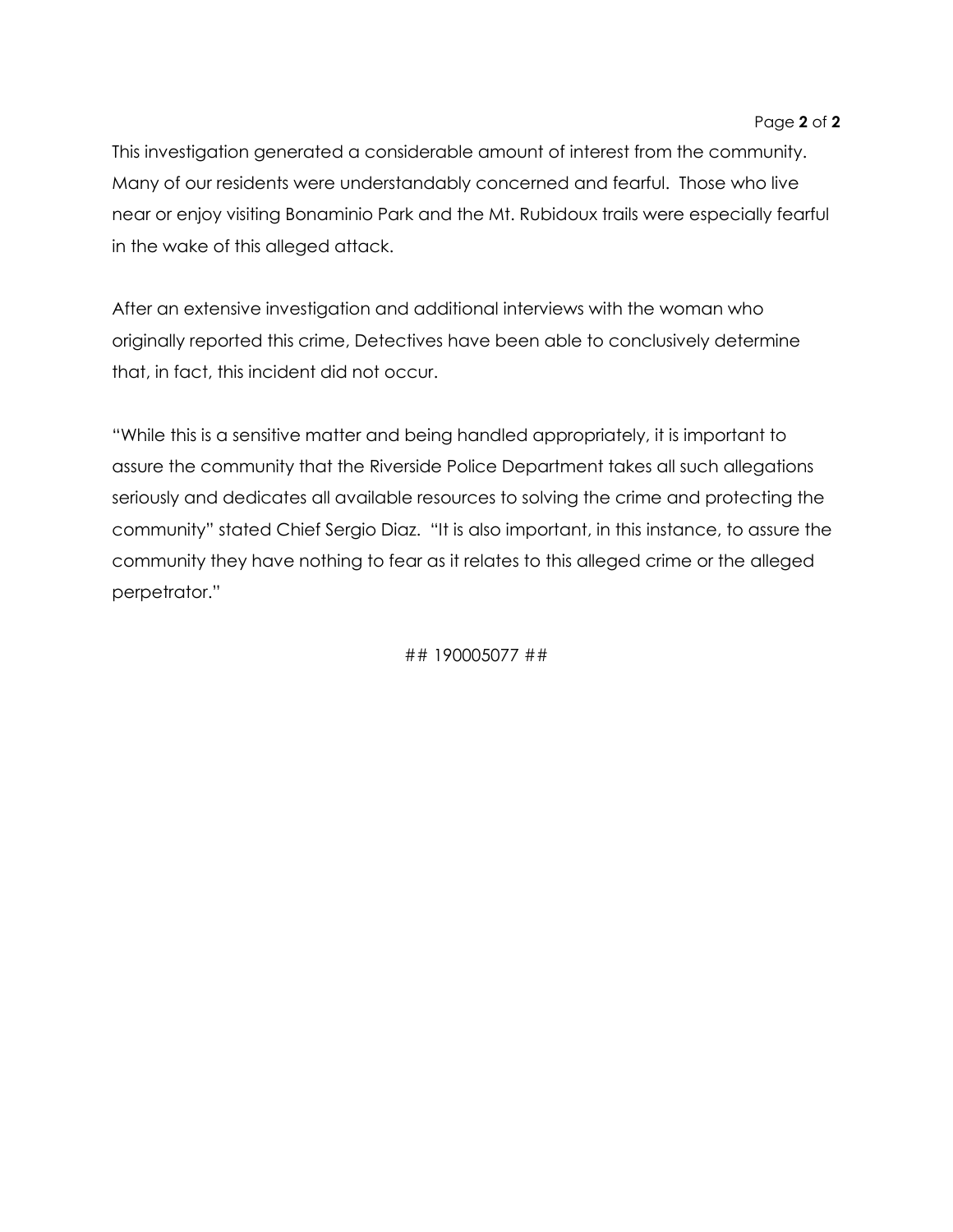This investigation generated a considerable amount of interest from the community. Many of our residents were understandably concerned and fearful. Those who live near or enjoy visiting Bonaminio Park and the Mt. Rubidoux trails were especially fearful in the wake of this alleged attack.

After an extensive investigation and additional interviews with the woman who originally reported this crime, Detectives have been able to conclusively determine that, in fact, this incident did not occur.

"While this is a sensitive matter and being handled appropriately, it is important to assure the community that the Riverside Police Department takes all such allegations seriously and dedicates all available resources to solving the crime and protecting the community" stated Chief Sergio Diaz. "It is also important, in this instance, to assure the community they have nothing to fear as it relates to this alleged crime or the alleged perpetrator."

## 190005077 ##